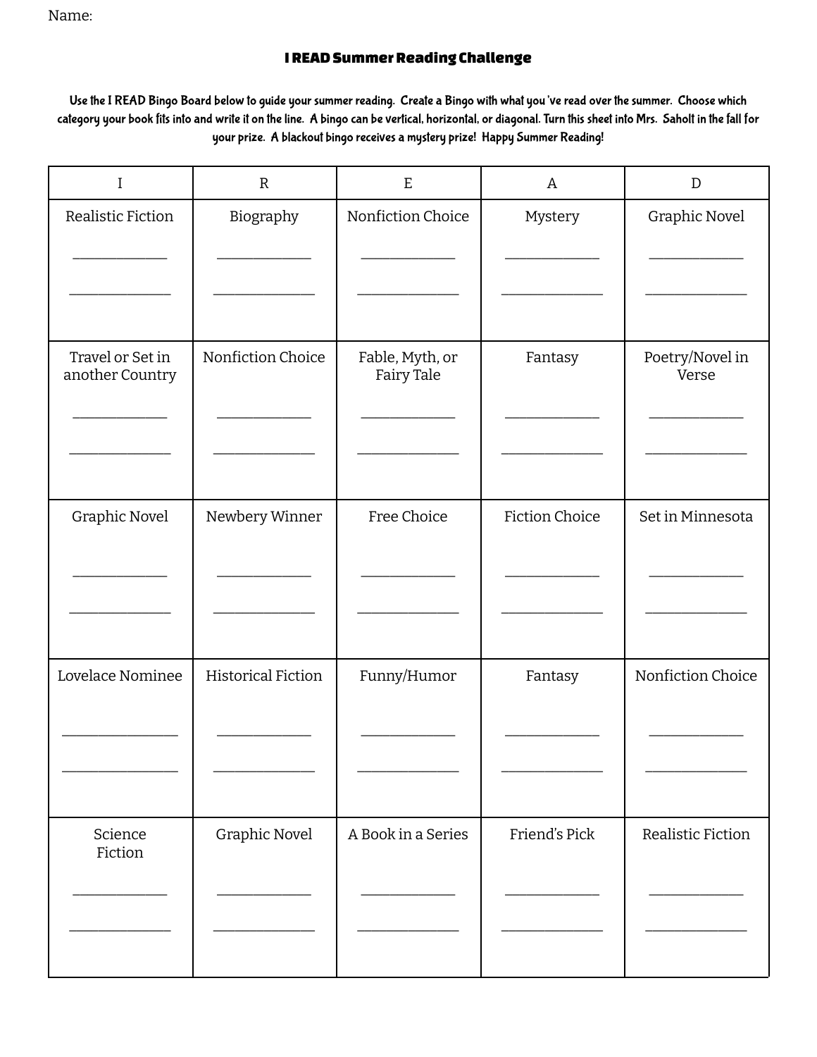Name:

# I READ Summer Reading Challenge

Use the I READ Bingo Board below to guide your summer reading. Create a Bingo with what you've read over the summer. Choose which category your book fits into and write it on the line. A bingo can be vertical, horizontal, or diagonal. Turn this sheet into Mrs. Saholt in the fall for your prize. A blackout bingo receives a mystery prize! Happy Summer Reading!

| I | R | E | A | D |
|---|---|---|---|---|
| Realistic Fiction<br>____________<br>____________ | Biography<br>____________<br>____________ | Nonfiction Choice<br>____________<br>____________ | Mystery<br>____________<br>____________ | Graphic Novel<br>____________<br>____________ |
| Travel or Set in another Country<br>____________<br>____________ | Nonfiction Choice<br>____________<br>____________ | Fable, Myth, or Fairy Tale<br>____________<br>____________ | Fantasy<br>____________<br>____________ | Poetry/Novel in Verse<br>____________<br>____________ |
| Graphic Novel<br>____________<br>____________ | Newbery Winner<br>____________<br>____________ | Free Choice<br>____________<br>____________ | Fiction Choice<br>____________<br>____________ | Set in Minnesota<br>____________<br>____________ |
| Lovelace Nominee<br>____________<br>____________ | Historical Fiction<br>____________<br>____________ | Funny/Humor<br>____________<br>____________ | Fantasy<br>____________<br>____________ | Nonfiction Choice<br>____________<br>____________ |
| Science Fiction<br>____________<br>____________ | Graphic Novel<br>____________<br>____________ | A Book in a Series<br>____________<br>____________ | Friend's Pick<br>____________<br>____________ | Realistic Fiction<br>____________<br>____________ |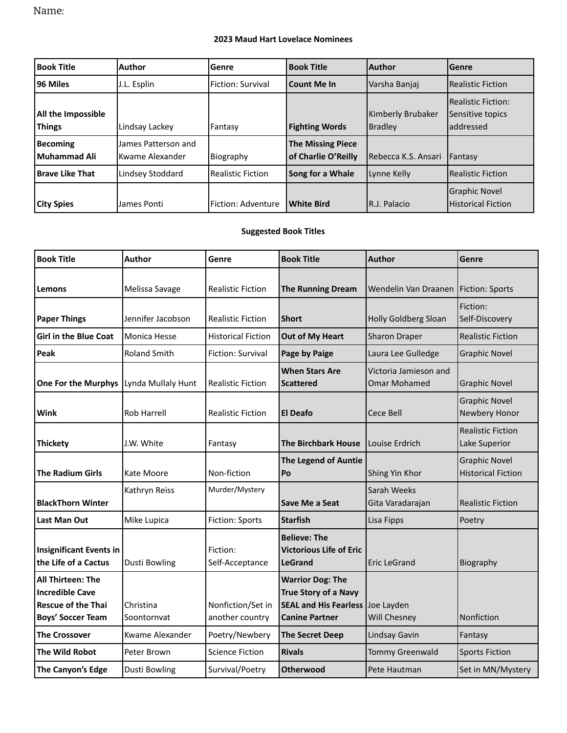Name:

**2023 Maud Hart Lovelace Nominees**

| Book Title | Author | Genre | Book Title | Author | Genre |
|---|---|---|---|---|---|
| **96 Miles** | J.L. Esplin | Fiction: Survival | **Count Me In** | Varsha Banjaj | Realistic Fiction |
| **All the Impossible Things** | Lindsay Lackey | Fantasy | **Fighting Words** | Kimberly Brubaker Bradley | Realistic Fiction: Sensitive topics addressed |
| **Becoming Muhammad Ali** | James Patterson and Kwame Alexander | Biography | **The Missing Piece of Charlie O'Reilly** | Rebecca K.S. Ansari | Fantasy |
| **Brave Like That** | Lindsey Stoddard | Realistic Fiction | **Song for a Whale** | Lynne Kelly | Realistic Fiction |
| **City Spies** | James Ponti | Fiction: Adventure | **White Bird** | R.J. Palacio | Graphic Novel Historical Fiction |

**Suggested Book Titles**

| Book Title | Author | Genre | Book Title | Author | Genre |
|---|---|---|---|---|---|
| **Lemons** | Melissa Savage | Realistic Fiction | **The Running Dream** | Wendelin Van Draanen | Fiction: Sports |
| **Paper Things** | Jennifer Jacobson | Realistic Fiction | **Short** | Holly Goldberg Sloan | Fiction: Self-Discovery |
| **Girl in the Blue Coat** | Monica Hesse | Historical Fiction | **Out of My Heart** | Sharon Draper | Realistic Fiction |
| **Peak** | Roland Smith | Fiction: Survival | **Page by Paige** | Laura Lee Gulledge | Graphic Novel |
| **One For the Murphys** | Lynda Mullaly Hunt | Realistic Fiction | **When Stars Are Scattered** | Victoria Jamieson and Omar Mohamed | Graphic Novel |
| **Wink** | Rob Harrell | Realistic Fiction | **El Deafo** | Cece Bell | Graphic Novel Newbery Honor |
| **Thickety** | J.W. White | Fantasy | **The Birchbark House** | Louise Erdrich | Realistic Fiction Lake Superior |
| **The Radium Girls** | Kate Moore | Non-fiction | **The Legend of Auntie Po** | Shing Yin Khor | Graphic Novel Historical Fiction |
| **BlackThorn Winter** | Kathryn Reiss | Murder/Mystery | **Save Me a Seat** | Sarah Weeks Gita Varadarajan | Realistic Fiction |
| **Last Man Out** | Mike Lupica | Fiction: Sports | **Starfish** | Lisa Fipps | Poetry |
| **Insignificant Events in the Life of a Cactus** | Dusti Bowling | Fiction: Self-Acceptance | **Believe: The Victorious Life of Eric LeGrand** | Eric LeGrand | Biography |
| **All Thirteen: The Incredible Cave Rescue of the Thai Boys' Soccer Team** | Christina Soontornvat | Nonfiction/Set in another country | **Warrior Dog: The True Story of a Navy SEAL and His Fearless Canine Partner** | Joe Layden Will Chesney | Nonfiction |
| **The Crossover** | Kwame Alexander | Poetry/Newbery | **The Secret Deep** | Lindsay Gavin | Fantasy |
| **The Wild Robot** | Peter Brown | Science Fiction | **Rivals** | Tommy Greenwald | Sports Fiction |
| **The Canyon's Edge** | Dusti Bowling | Survival/Poetry | **Otherwood** | Pete Hautman | Set in MN/Mystery |